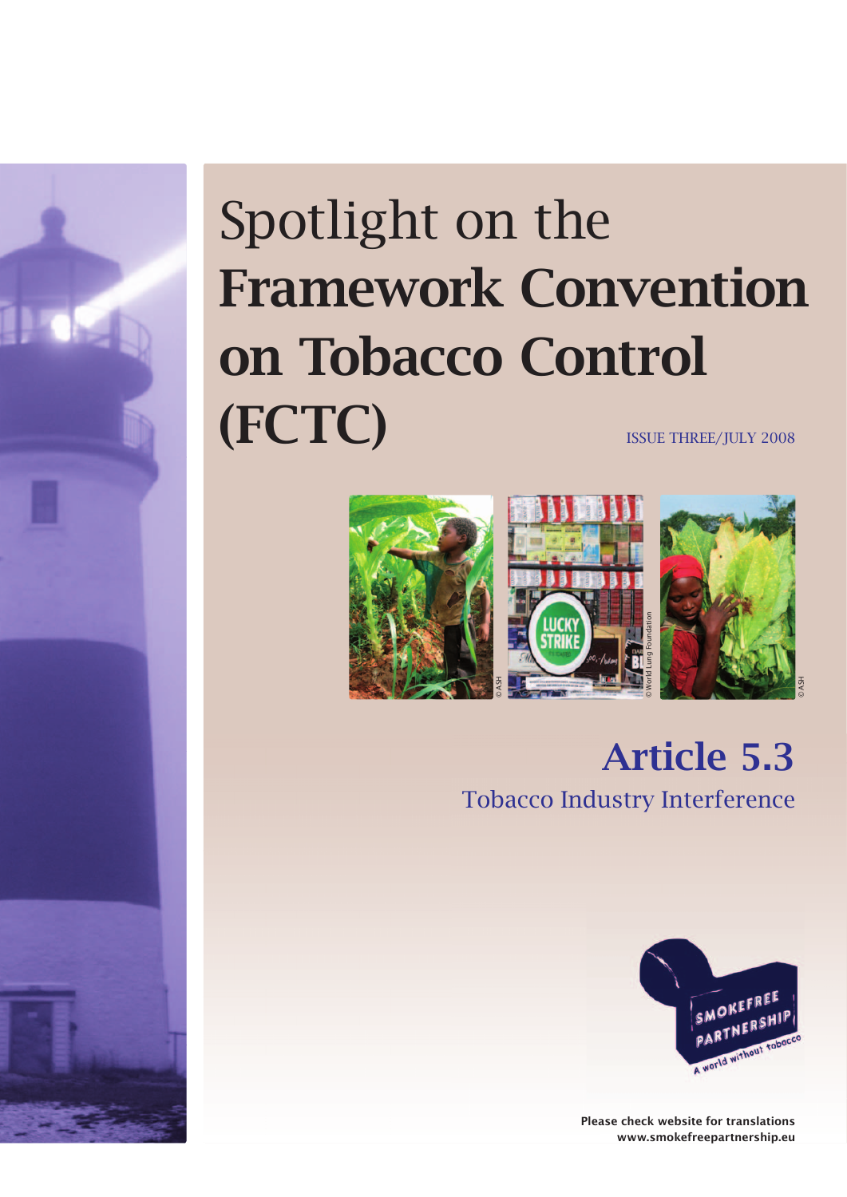# Spotlight on the **Framework Convention on Tobacco Control (FCTC)**

ISSUE THREE/JULY 2008

© ASH

© World Lung Foundation

© ASH

## Article 5.3

Tobacco Industry Interference

SMOKEFREE PARTNERSHIP

A world without tobacco

**Please check website for translations**
**www.smokefreepartnership.eu**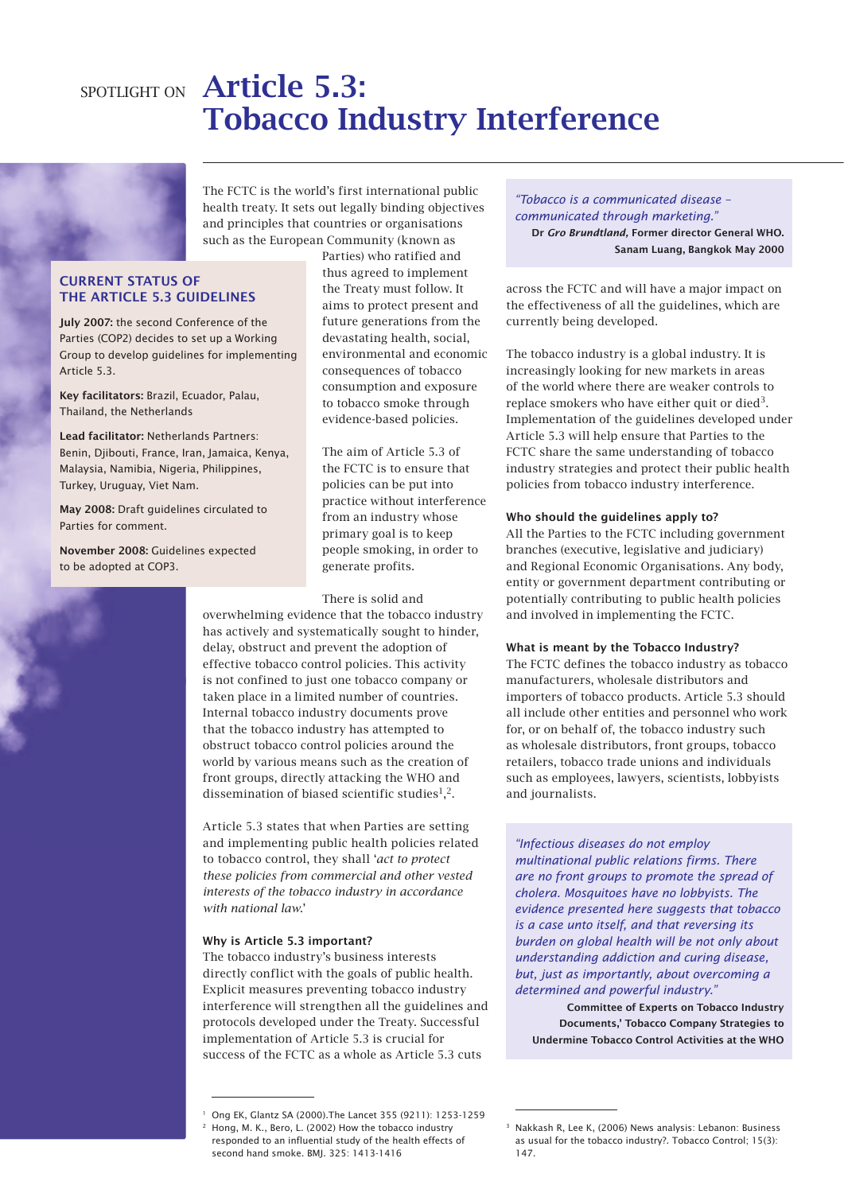# SPOTLIGHT ON Article 5.3: Tobacco Industry Interference

The FCTC is the world's first international public health treaty. It sets out legally binding objectives and principles that countries or organisations such as the European Community (known as Parties) who ratified and thus agreed to implement the Treaty must follow. It aims to protect present and future generations from the devastating health, social, environmental and economic consequences of tobacco consumption and exposure to tobacco smoke through evidence-based policies.

### CURRENT STATUS OF THE ARTICLE 5.3 GUIDELINES

**July 2007:** the second Conference of the Parties (COP2) decides to set up a Working Group to develop guidelines for implementing Article 5.3.

**Key facilitators:** Brazil, Djibouti, Ecuador, Palau, Thailand, the Netherlands

**Lead facilitator:** Netherlands Partners: Benin, Djibouti, France, Iran, Jamaica, Kenya, Malaysia, Namibia, Nigeria, Philippines, Turkey, Uruguay, Viet Nam.

**May 2008:** Draft guidelines circulated to Parties for comment.

**November 2008:** Guidelines expected to be adopted at COP3.

The aim of Article 5.3 of the FCTC is to ensure that policies can be put into practice without interference from an industry whose primary goal is to keep people smoking, in order to generate profits.

There is solid and overwhelming evidence that the tobacco industry has actively and systematically sought to hinder, delay, obstruct and prevent the adoption of effective tobacco control policies. This activity is not confined to just one tobacco company or taken place in a limited number of countries. Internal tobacco industry documents prove that the tobacco industry has attempted to obstruct tobacco control policies around the world by various means such as the creation of front groups, directly attacking the WHO and dissemination of biased scientific studies[1],[2].

Article 5.3 states that when Parties are setting and implementing public health policies related to tobacco control, they shall '*act to protect these policies from commercial and other vested interests of the tobacco industry in accordance with national law.*'

### Why is Article 5.3 important?

The tobacco industry's business interests directly conflict with the goals of public health. Explicit measures preventing tobacco industry interference will strengthen all the guidelines and protocols developed under the Treaty. Successful implementation of Article 5.3 is crucial for success of the FCTC as a whole as Article 5.3 cuts across the FCTC and will have a major impact on the effectiveness of all the guidelines, which are currently being developed.

> *"Tobacco is a communicated disease – communicated through marketing."*
>
> **Dr *Gro Brundtland*, Former director General WHO. Sanam Luang, Bangkok May 2000**

The tobacco industry is a global industry. It is increasingly looking for new markets in areas of the world where there are weaker controls to replace smokers who have either quit or died[3]. Implementation of the guidelines developed under Article 5.3 will help ensure that Parties to the FCTC share the same understanding of tobacco industry strategies and protect their public health policies from tobacco industry interference.

### Who should the guidelines apply to?

All the Parties to the FCTC including government branches (executive, legislative and judiciary) and Regional Economic Organisations. Any body, entity or government department contributing or potentially contributing to public health policies and involved in implementing the FCTC.

### What is meant by the Tobacco Industry?

The FCTC defines the tobacco industry as tobacco manufacturers, wholesale distributors and importers of tobacco products. Article 5.3 should all include other entities and personnel who work for, or on behalf of, the tobacco industry such as wholesale distributors, front groups, tobacco retailers, tobacco trade unions and individuals such as employees, lawyers, scientists, lobbyists and journalists.

> *"Infectious diseases do not employ multinational public relations firms. There are no front groups to promote the spread of cholera. Mosquitoes have no lobbyists. The evidence presented here suggests that tobacco is a case unto itself, and that reversing its burden on global health will be not only about understanding addiction and curing disease, but, just as importantly, about overcoming a determined and powerful industry."*
>
> **Committee of Experts on Tobacco Industry Documents,' Tobacco Company Strategies to Undermine Tobacco Control Activities at the WHO**

---

[1] Ong EK, Glantz SA (2000).The Lancet 355 (9211): 1253-1259

[2] Hong, M. K., Bero, L. (2002) How the tobacco industry responded to an influential study of the health effects of second hand smoke. BMJ. 325: 1413-1416

[3] Nakkash R, Lee K, (2006) News analysis: Lebanon: Business as usual for the tobacco industry?. Tobacco Control; 15(3): 147.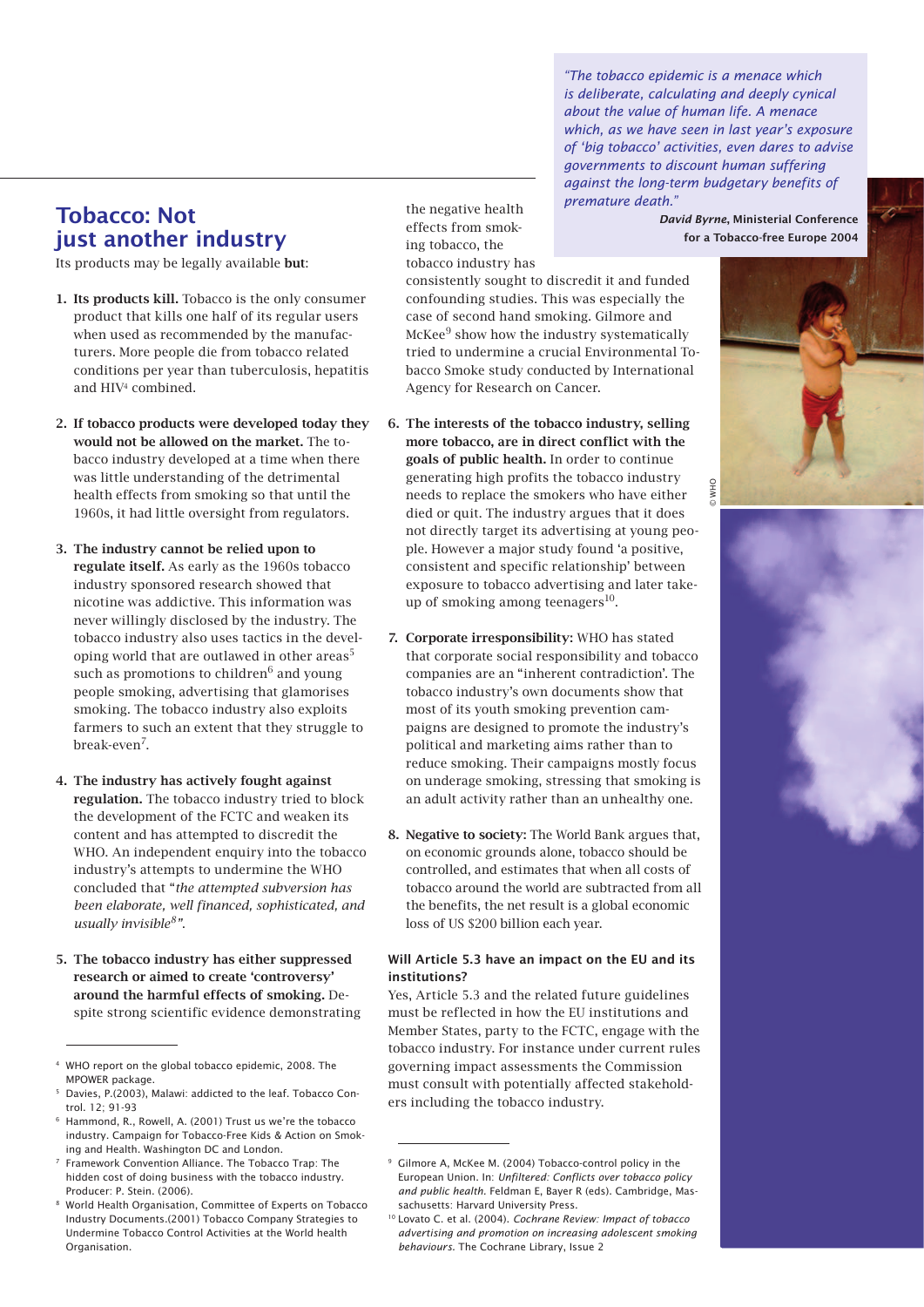## Tobacco: Not just another industry

Its products may be legally available **but**:

1. **Its products kill.** Tobacco is the only consumer product that kills one half of its regular users when used as recommended by the manufacturers. More people die from tobacco related conditions per year than tuberculosis, hepatitis and HIV[4] combined.

2. **If tobacco products were developed today they would not be allowed on the market.** The tobacco industry developed at a time when there was little understanding of the detrimental health effects from smoking so that until the 1960s, it had little oversight from regulators.

3. **The industry cannot be relied upon to regulate itself.** As early as the 1960s tobacco industry sponsored research showed that nicotine was addictive. This information was never willingly disclosed by the industry. The tobacco industry also uses tactics in the developing world that are outlawed in other areas[5] such as promotions to children[6] and young people smoking, advertising that glamorises smoking. The tobacco industry also exploits farmers to such an extent that they struggle to break-even[7].

4. **The industry has actively fought against regulation.** The tobacco industry tried to block the development of the FCTC and weaken its content and has attempted to discredit the WHO. An independent enquiry into the tobacco industry's attempts to undermine the WHO concluded that "*the attempted subversion has been elaborate, well financed, sophisticated, and usually invisible*[8]*"*.

5. **The tobacco industry has either suppressed research or aimed to create 'controversy' around the harmful effects of smoking.** Despite strong scientific evidence demonstrating the negative health effects from smoking tobacco, the tobacco industry has consistently sought to discredit it and funded confounding studies. This was especially the case of second hand smoking. Gilmore and McKee[9] show how the industry systematically tried to undermine a crucial Environmental Tobacco Smoke study conducted by International Agency for Research on Cancer.

6. **The interests of the tobacco industry, selling more tobacco, are in direct conflict with the goals of public health.** In order to continue generating high profits the tobacco industry needs to replace the smokers who have either died or quit. The industry argues that it does not directly target its advertising at young people. However a major study found 'a positive, consistent and specific relationship' between exposure to tobacco advertising and later take-up of smoking among teenagers[10].

7. **Corporate irresponsibility:** WHO has stated that corporate social responsibility and tobacco companies are an "inherent contradiction'. The tobacco industry's own documents show that most of its youth smoking prevention campaigns are designed to promote the industry's political and marketing aims rather than to reduce smoking. Their campaigns mostly focus on underage smoking, stressing that smoking is an adult activity rather than an unhealthy one.

8. **Negative to society:** The World Bank argues that, on economic grounds alone, tobacco should be controlled, and estimates that when all costs of tobacco around the world are subtracted from all the benefits, the net result is a global economic loss of US $200 billion each year.

### Will Article 5.3 have an impact on the EU and its institutions?

Yes, Article 5.3 and the related future guidelines must be reflected in how the EU institutions and Member States, party to the FCTC, engage with the tobacco industry. For instance under current rules governing impact assessments the Commission must consult with potentially affected stakeholders including the tobacco industry.

> *"The tobacco epidemic is a menace which is deliberate, calculating and deeply cynical about the value of human life. A menace which, as we have seen in last year's exposure of 'big tobacco' activities, even dares to advise governments to discount human suffering against the long-term budgetary benefits of premature death."*
>
> ***David Byrne*, Ministerial Conference for a Tobacco-free Europe 2004**

© WHO

---

[4] WHO report on the global tobacco epidemic, 2008. The MPOWER package.

[5] Davies, P.(2003), Malawi: addicted to the leaf. Tobacco Control. 12: 91-93

[6] Hammond, R., Rowell, A. (2001) Trust us we're the tobacco industry. Campaign for Tobacco-Free Kids & Action on Smoking and Health. Washington DC and London.

[7] Framework Convention Alliance. The Tobacco Trap: The hidden cost of doing business with the tobacco industry. Producer: P. Stein. (2006).

[8] World Health Organisation, Committee of Experts on Tobacco Industry Documents.(2001) Tobacco Company Strategies to Undermine Tobacco Control Activities at the World health Organisation.

[9] Gilmore A, McKee M. (2004) Tobacco-control policy in the European Union. In: *Unfiltered: Conflicts over tobacco policy and public health.* Feldman E, Bayer R (eds). Cambridge, Massachusetts: Harvard University Press.

[10] Lovato C. et al. (2004). *Cochrane Review: Impact of tobacco advertising and promotion on increasing adolescent smoking behaviours.* The Cochrane Library, Issue 2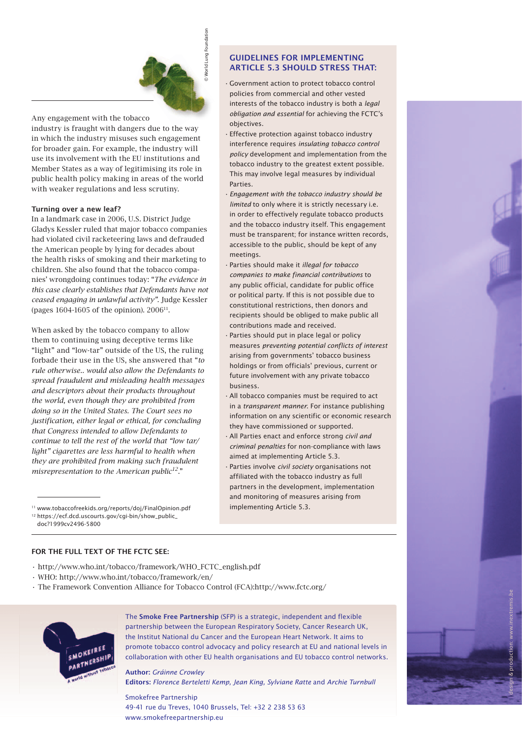Any engagement with the tobacco industry is fraught with dangers due to the way in which the industry misuses such engagement for broader gain. For example, the industry will use its involvement with the EU institutions and Member States as a way of legitimising its role in public health policy making in areas of the world with weaker regulations and less scrutiny.

**Turning over a new leaf?**

In a landmark case in 2006, U.S. District Judge Gladys Kessler ruled that major tobacco companies had violated civil racketeering laws and defrauded the American people by lying for decades about the health risks of smoking and their marketing to children. She also found that the tobacco companies' wrongdoing continues today: "*The evidence in this case clearly establishes that Defendants have not ceased engaging in unlawful activity".* Judge Kessler (pages 1604-1605 of the opinion). 2006[11].

When asked by the tobacco company to allow them to continuing using deceptive terms like "light" and "low-tar" outside of the US, the ruling forbade their use in the US, she answered that "*to rule otherwise.. would also allow the Defendants to spread fraudulent and misleading health messages and descriptors about their products throughout the world, even though they are prohibited from doing so in the United States. The Court sees no justification, either legal or ethical, for concluding that Congress intended to allow Defendants to continue to tell the rest of the world that "low tar/light" cigarettes are less harmful to health when they are prohibited from making such fraudulent misrepresentation to the American public[12].*"

[11] www.tobaccofreekids.org/reports/doj/FinalOpinion.pdf

[12] https://ecf.dcd.uscourts.gov/cgi-bin/show_public_doc?1999cv2496-5800

## GUIDELINES FOR IMPLEMENTING ARTICLE 5.3 SHOULD STRESS THAT:

- Government action to protect tobacco control policies from commercial and other vested interests of the tobacco industry is both a *legal obligation and essential* for achieving the FCTC's objectives.
- Effective protection against tobacco industry interference requires *insulating tobacco control policy* development and implementation from the tobacco industry to the greatest extent possible. This may involve legal measures by individual Parties.
- *Engagement with the tobacco industry should be limited* to only where it is strictly necessary i.e. in order to effectively regulate tobacco products and the tobacco industry itself. This engagement must be transparent; for instance written records, accessible to the public, should be kept of any meetings.
- Parties should make it *illegal for tobacco companies to make financial contributions* to any public official, candidate for public office or political party. If this is not possible due to constitutional restrictions, then donors and recipients should be obliged to make public all contributions made and received.
- Parties should put in place legal or policy measures *preventing potential conflicts of interest* arising from governments' tobacco business holdings or from officials' previous, current or future involvement with any private tobacco business.
- All tobacco companies must be required to act in a *transparent manner*. For instance publishing information on any scientific or economic research they have commissioned or supported.
- All Parties enact and enforce strong *civil and criminal penalties* for non-compliance with laws aimed at implementing Article 5.3.
- Parties involve *civil society* organisations not affiliated with the tobacco industry as full partners in the development, implementation and monitoring of measures arising from implementing Article 5.3.

## FOR THE FULL TEXT OF THE FCTC SEE:

- http://www.who.int/tobacco/framework/WHO_FCTC_english.pdf
- WHO: http://www.who.int/tobacco/framework/en/
- The Framework Convention Alliance for Tobacco Control (FCA):http://www.fctc.org/

The **Smoke Free Partnership** (SFP) is a strategic, independent and flexible partnership between the European Respiratory Society, Cancer Research UK, the Institut National du Cancer and the European Heart Network. It aims to promote tobacco control advocacy and policy research at EU and national levels in collaboration with other EU health organisations and EU tobacco control networks.

**Author:** *Gráinne Crowley*
**Editors:** *Florence Berteletti Kemp, Jean King, Sylviane Ratte* and *Archie Turnbull*

Smokefree Partnership
49-41 rue du Treves, 1040 Brussels, Tel: +32 2 238 53 63
www.smokefreepartnership.eu

design & production: www.inextremis.be